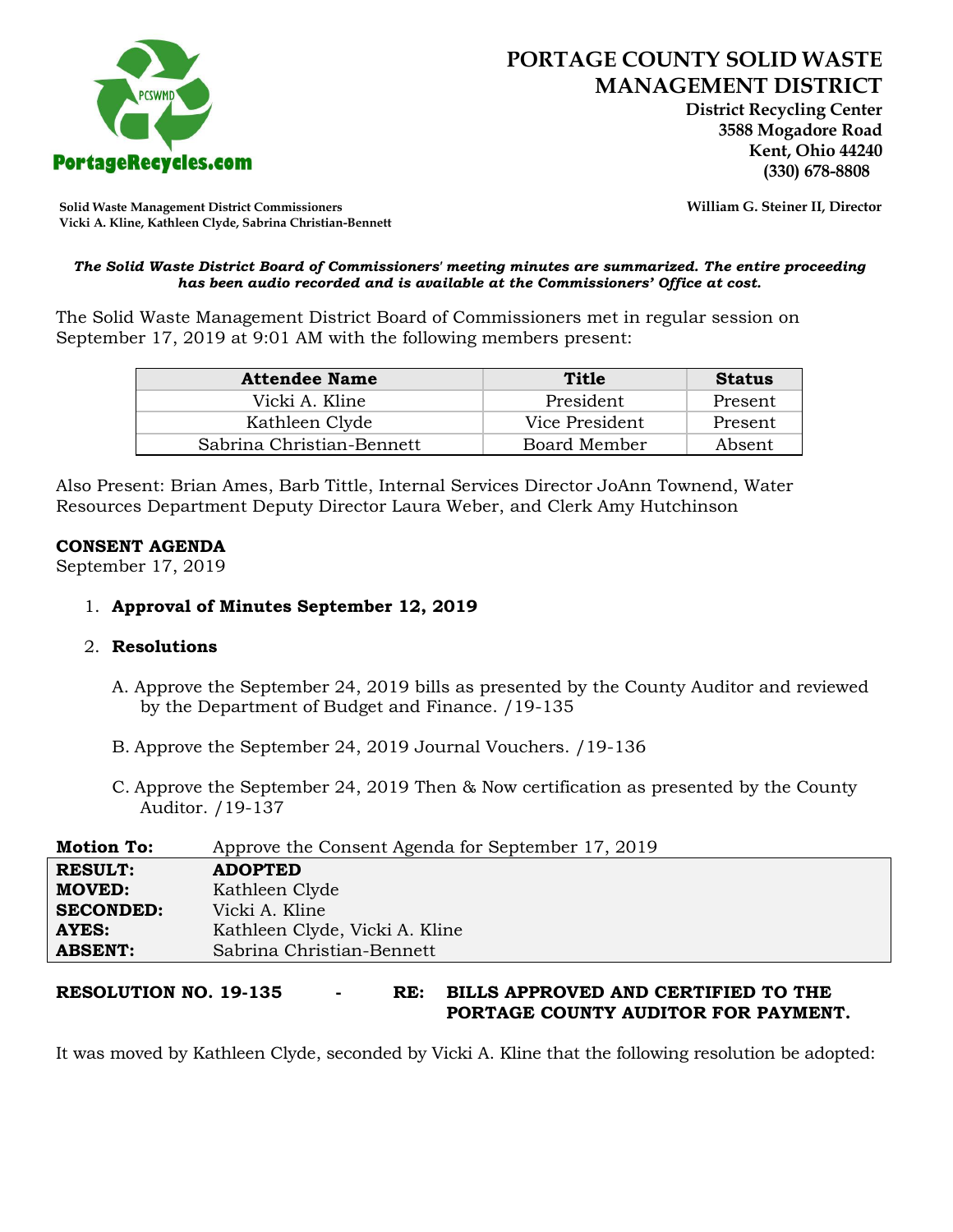# PORTAGE COUNTY SOLID WASTE MANAGEMENT DISTRICT

**District Recycling Center**
**3588 Mogadore Road**
**Kent, Ohio 44240**
**(330) 678-8808**

PortageRecycles.com

**Solid Waste Management District Commissioners**
**Vicki A. Kline, Kathleen Clyde, Sabrina Christian-Bennett**

**William G. Steiner II, Director**

***The Solid Waste District Board of Commissioners' meeting minutes are summarized. The entire proceeding has been audio recorded and is available at the Commissioners' Office at cost.***

The Solid Waste Management District Board of Commissioners met in regular session on September 17, 2019 at 9:01 AM with the following members present:

| Attendee Name | Title | Status |
|---|---|---|
| Vicki A. Kline | President | Present |
| Kathleen Clyde | Vice President | Present |
| Sabrina Christian-Bennett | Board Member | Absent |

Also Present: Brian Ames, Barb Tittle, Internal Services Director JoAnn Townend, Water Resources Department Deputy Director Laura Weber, and Clerk Amy Hutchinson

**CONSENT AGENDA**
September 17, 2019

1. **Approval of Minutes September 12, 2019**

2. **Resolutions**

   A. Approve the September 24, 2019 bills as presented by the County Auditor and reviewed by the Department of Budget and Finance. /19-135

   B. Approve the September 24, 2019 Journal Vouchers. /19-136

   C. Approve the September 24, 2019 Then & Now certification as presented by the County Auditor. /19-137

| **Motion To:** | Approve the Consent Agenda for September 17, 2019 |
|---|---|
| **RESULT:** | **ADOPTED** |
| **MOVED:** | Kathleen Clyde |
| **SECONDED:** | Vicki A. Kline |
| **AYES:** | Kathleen Clyde, Vicki A. Kline |
| **ABSENT:** | Sabrina Christian-Bennett |

**RESOLUTION NO. 19-135 - RE: BILLS APPROVED AND CERTIFIED TO THE PORTAGE COUNTY AUDITOR FOR PAYMENT.**

It was moved by Kathleen Clyde, seconded by Vicki A. Kline that the following resolution be adopted: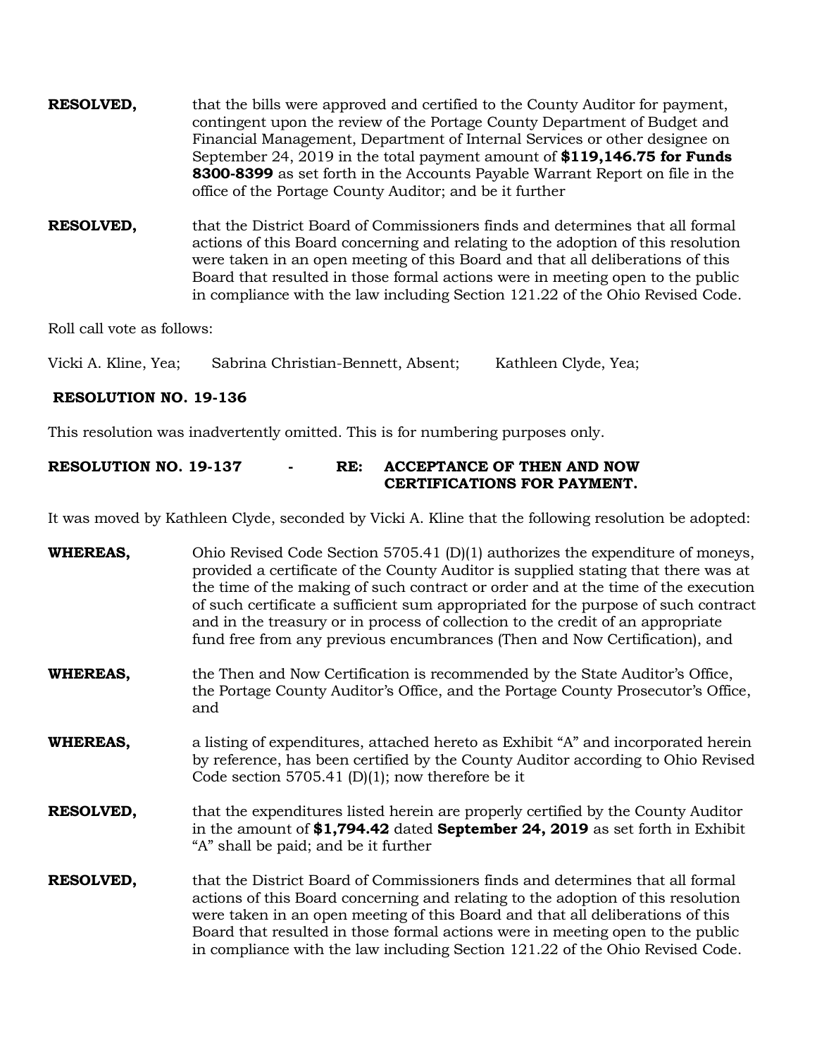**RESOLVED,** that the bills were approved and certified to the County Auditor for payment, contingent upon the review of the Portage County Department of Budget and Financial Management, Department of Internal Services or other designee on September 24, 2019 in the total payment amount of **$119,146.75 for Funds 8300-8399** as set forth in the Accounts Payable Warrant Report on file in the office of the Portage County Auditor; and be it further

**RESOLVED,** that the District Board of Commissioners finds and determines that all formal actions of this Board concerning and relating to the adoption of this resolution were taken in an open meeting of this Board and that all deliberations of this Board that resulted in those formal actions were in meeting open to the public in compliance with the law including Section 121.22 of the Ohio Revised Code.

Roll call vote as follows:

Vicki A. Kline, Yea; Sabrina Christian-Bennett, Absent; Kathleen Clyde, Yea;

**RESOLUTION NO. 19-136**

This resolution was inadvertently omitted. This is for numbering purposes only.

**RESOLUTION NO. 19-137 - RE: ACCEPTANCE OF THEN AND NOW CERTIFICATIONS FOR PAYMENT.**

It was moved by Kathleen Clyde, seconded by Vicki A. Kline that the following resolution be adopted:

**WHEREAS,** Ohio Revised Code Section 5705.41 (D)(1) authorizes the expenditure of moneys, provided a certificate of the County Auditor is supplied stating that there was at the time of the making of such contract or order and at the time of the execution of such certificate a sufficient sum appropriated for the purpose of such contract and in the treasury or in process of collection to the credit of an appropriate fund free from any previous encumbrances (Then and Now Certification), and

**WHEREAS,** the Then and Now Certification is recommended by the State Auditor's Office, the Portage County Auditor's Office, and the Portage County Prosecutor's Office, and

**WHEREAS,** a listing of expenditures, attached hereto as Exhibit "A" and incorporated herein by reference, has been certified by the County Auditor according to Ohio Revised Code section 5705.41 (D)(1); now therefore be it

**RESOLVED,** that the expenditures listed herein are properly certified by the County Auditor in the amount of **$1,794.42** dated **September 24, 2019** as set forth in Exhibit "A" shall be paid; and be it further

**RESOLVED,** that the District Board of Commissioners finds and determines that all formal actions of this Board concerning and relating to the adoption of this resolution were taken in an open meeting of this Board and that all deliberations of this Board that resulted in those formal actions were in meeting open to the public in compliance with the law including Section 121.22 of the Ohio Revised Code.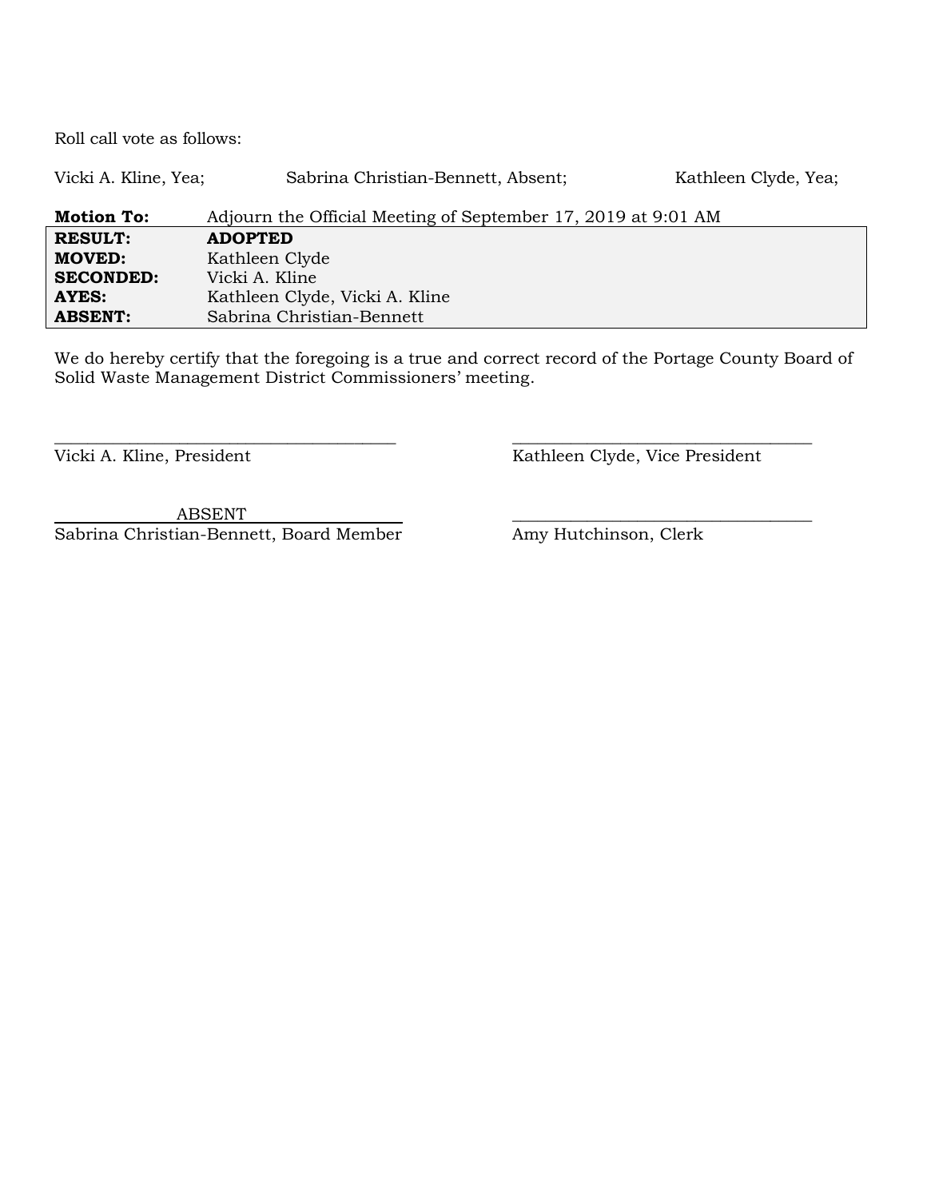Roll call vote as follows:

Vicki A. Kline, Yea; Sabrina Christian-Bennett, Absent; Kathleen Clyde, Yea;

| **Motion To:** | Adjourn the Official Meeting of September 17, 2019 at 9:01 AM |
|---|---|
| **RESULT:** | **ADOPTED** |
| **MOVED:** | Kathleen Clyde |
| **SECONDED:** | Vicki A. Kline |
| **AYES:** | Kathleen Clyde, Vicki A. Kline |
| **ABSENT:** | Sabrina Christian-Bennett |

We do hereby certify that the foregoing is a true and correct record of the Portage County Board of Solid Waste Management District Commissioners' meeting.

\_\_\_\_\_\_\_\_\_\_\_\_\_\_\_\_\_\_\_\_\_\_\_\_\_\_\_\_\_\_\_\_\_\_\_\_
Vicki A. Kline, President

\_\_\_\_\_\_\_\_\_\_\_\_\_\_\_\_\_\_\_\_\_\_\_\_\_\_\_\_\_\_\_\_\_\_\_\_
Kathleen Clyde, Vice President

ABSENT
Sabrina Christian-Bennett, Board Member

\_\_\_\_\_\_\_\_\_\_\_\_\_\_\_\_\_\_\_\_\_\_\_\_\_\_\_\_\_\_\_\_\_\_\_\_
Amy Hutchinson, Clerk